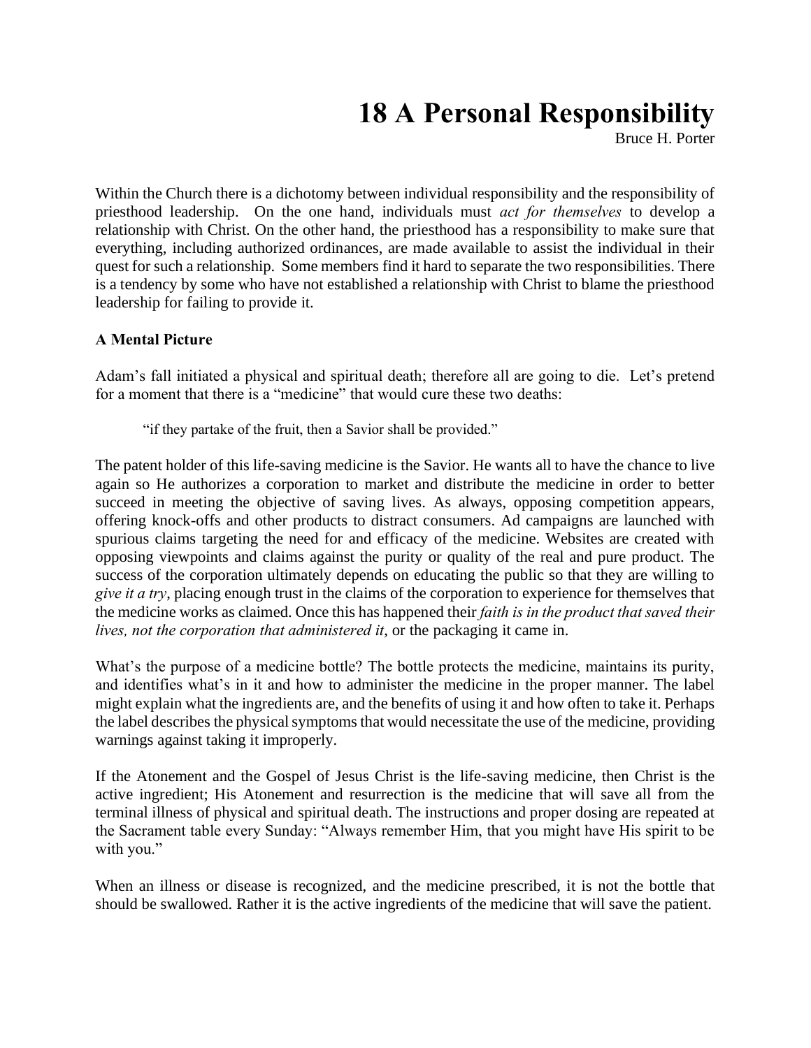# 18 A Personal Responsibility

Bruce H. Porter

Within the Church there is a dichotomy between individual responsibility and the responsibility of priesthood leadership. On the one hand, individuals must *act for themselves* to develop a relationship with Christ. On the other hand, the priesthood has a responsibility to make sure that everything, including authorized ordinances, are made available to assist the individual in their quest for such a relationship. Some members find it hard to separate the two responsibilities. There is a tendency by some who have not established a relationship with Christ to blame the priesthood leadership for failing to provide it.

**A Mental Picture**

Adam's fall initiated a physical and spiritual death; therefore all are going to die. Let's pretend for a moment that there is a "medicine" that would cure these two deaths:

> "if they partake of the fruit, then a Savior shall be provided."

The patent holder of this life-saving medicine is the Savior. He wants all to have the chance to live again so He authorizes a corporation to market and distribute the medicine in order to better succeed in meeting the objective of saving lives. As always, opposing competition appears, offering knock-offs and other products to distract consumers. Ad campaigns are launched with spurious claims targeting the need for and efficacy of the medicine. Websites are created with opposing viewpoints and claims against the purity or quality of the real and pure product. The success of the corporation ultimately depends on educating the public so that they are willing to *give it a try*, placing enough trust in the claims of the corporation to experience for themselves that the medicine works as claimed. Once this has happened their *faith is in the product that saved their lives, not the corporation that administered it*, or the packaging it came in.

What's the purpose of a medicine bottle? The bottle protects the medicine, maintains its purity, and identifies what's in it and how to administer the medicine in the proper manner. The label might explain what the ingredients are, and the benefits of using it and how often to take it. Perhaps the label describes the physical symptoms that would necessitate the use of the medicine, providing warnings against taking it improperly.

If the Atonement and the Gospel of Jesus Christ is the life-saving medicine, then Christ is the active ingredient; His Atonement and resurrection is the medicine that will save all from the terminal illness of physical and spiritual death. The instructions and proper dosing are repeated at the Sacrament table every Sunday: "Always remember Him, that you might have His spirit to be with you."

When an illness or disease is recognized, and the medicine prescribed, it is not the bottle that should be swallowed. Rather it is the active ingredients of the medicine that will save the patient.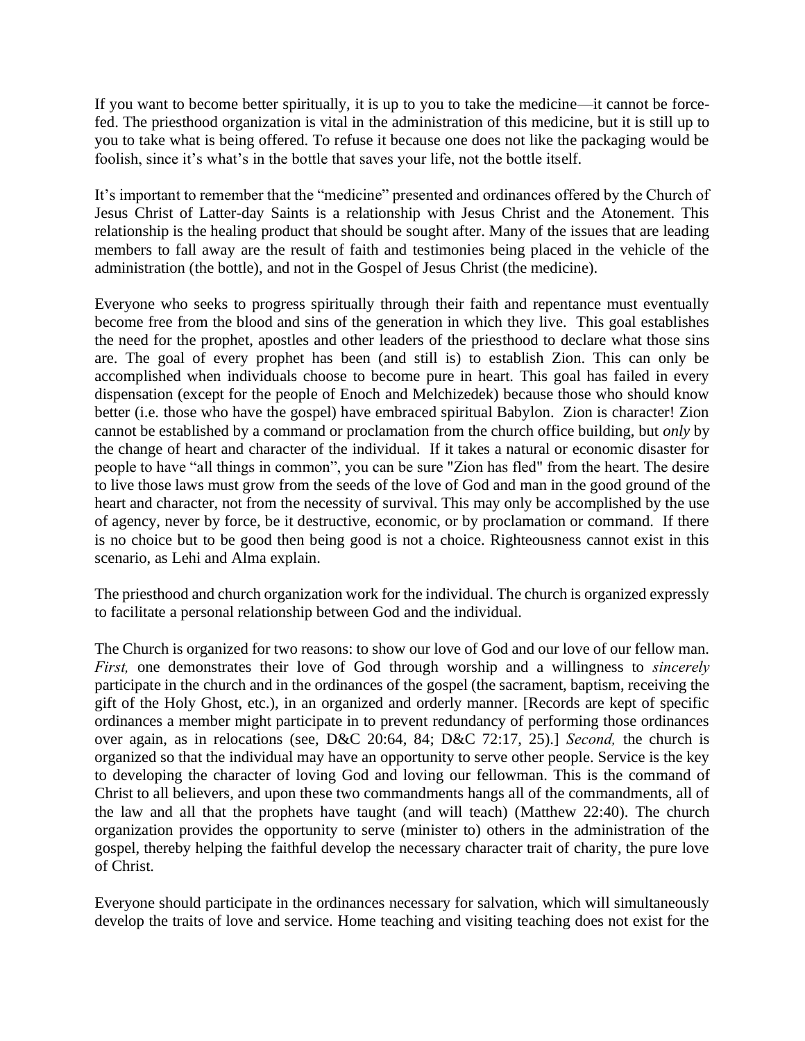If you want to become better spiritually, it is up to you to take the medicine—it cannot be force-fed. The priesthood organization is vital in the administration of this medicine, but it is still up to you to take what is being offered. To refuse it because one does not like the packaging would be foolish, since it's what's in the bottle that saves your life, not the bottle itself.

It's important to remember that the "medicine" presented and ordinances offered by the Church of Jesus Christ of Latter-day Saints is a relationship with Jesus Christ and the Atonement. This relationship is the healing product that should be sought after. Many of the issues that are leading members to fall away are the result of faith and testimonies being placed in the vehicle of the administration (the bottle), and not in the Gospel of Jesus Christ (the medicine).

Everyone who seeks to progress spiritually through their faith and repentance must eventually become free from the blood and sins of the generation in which they live. This goal establishes the need for the prophet, apostles and other leaders of the priesthood to declare what those sins are. The goal of every prophet has been (and still is) to establish Zion. This can only be accomplished when individuals choose to become pure in heart. This goal has failed in every dispensation (except for the people of Enoch and Melchizedek) because those who should know better (i.e. those who have the gospel) have embraced spiritual Babylon. Zion is character! Zion cannot be established by a command or proclamation from the church office building, but *only* by the change of heart and character of the individual. If it takes a natural or economic disaster for people to have "all things in common", you can be sure "Zion has fled" from the heart. The desire to live those laws must grow from the seeds of the love of God and man in the good ground of the heart and character, not from the necessity of survival. This may only be accomplished by the use of agency, never by force, be it destructive, economic, or by proclamation or command. If there is no choice but to be good then being good is not a choice. Righteousness cannot exist in this scenario, as Lehi and Alma explain.

The priesthood and church organization work for the individual. The church is organized expressly to facilitate a personal relationship between God and the individual.

The Church is organized for two reasons: to show our love of God and our love of our fellow man. *First,* one demonstrates their love of God through worship and a willingness to *sincerely* participate in the church and in the ordinances of the gospel (the sacrament, baptism, receiving the gift of the Holy Ghost, etc.), in an organized and orderly manner. [Records are kept of specific ordinances a member might participate in to prevent redundancy of performing those ordinances over again, as in relocations (see, D&C 20:64, 84; D&C 72:17, 25).] *Second,* the church is organized so that the individual may have an opportunity to serve other people. Service is the key to developing the character of loving God and loving our fellowman. This is the command of Christ to all believers, and upon these two commandments hangs all of the commandments, all of the law and all that the prophets have taught (and will teach) (Matthew 22:40). The church organization provides the opportunity to serve (minister to) others in the administration of the gospel, thereby helping the faithful develop the necessary character trait of charity, the pure love of Christ.

Everyone should participate in the ordinances necessary for salvation, which will simultaneously develop the traits of love and service. Home teaching and visiting teaching does not exist for the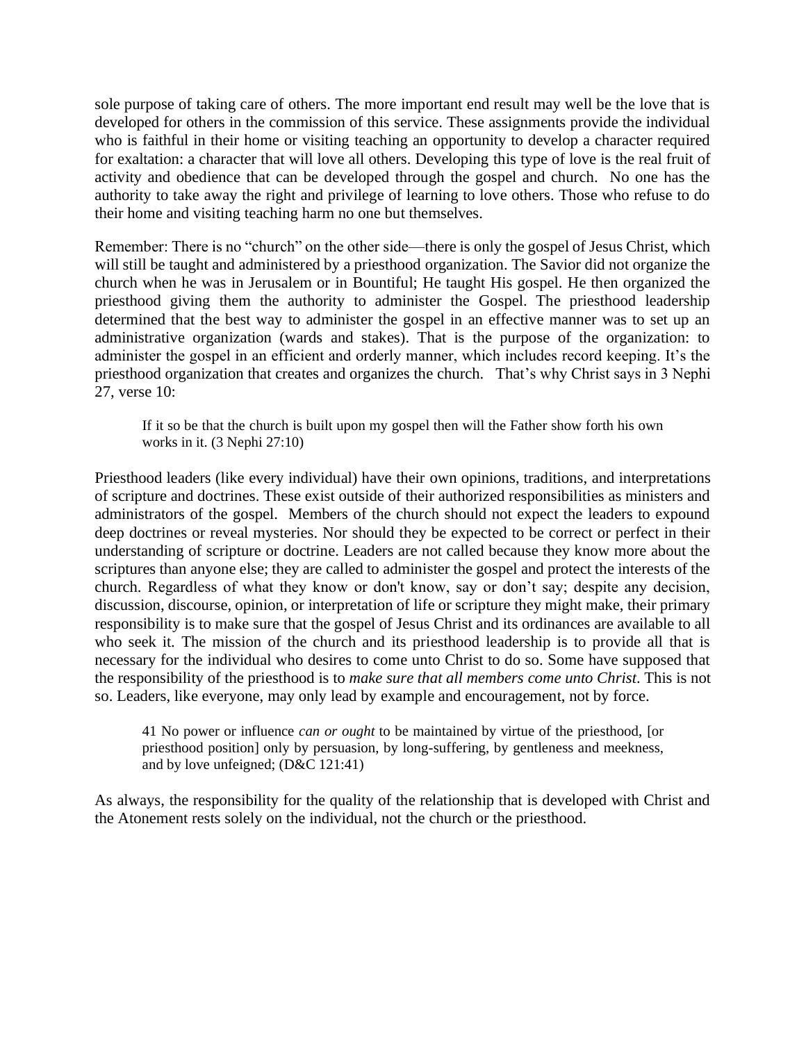sole purpose of taking care of others. The more important end result may well be the love that is developed for others in the commission of this service. These assignments provide the individual who is faithful in their home or visiting teaching an opportunity to develop a character required for exaltation: a character that will love all others. Developing this type of love is the real fruit of activity and obedience that can be developed through the gospel and church. No one has the authority to take away the right and privilege of learning to love others. Those who refuse to do their home and visiting teaching harm no one but themselves.

Remember: There is no "church" on the other side—there is only the gospel of Jesus Christ, which will still be taught and administered by a priesthood organization. The Savior did not organize the church when he was in Jerusalem or in Bountiful; He taught His gospel. He then organized the priesthood giving them the authority to administer the Gospel. The priesthood leadership determined that the best way to administer the gospel in an effective manner was to set up an administrative organization (wards and stakes). That is the purpose of the organization: to administer the gospel in an efficient and orderly manner, which includes record keeping. It's the priesthood organization that creates and organizes the church. That's why Christ says in 3 Nephi 27, verse 10:

> If it so be that the church is built upon my gospel then will the Father show forth his own works in it. (3 Nephi 27:10)

Priesthood leaders (like every individual) have their own opinions, traditions, and interpretations of scripture and doctrines. These exist outside of their authorized responsibilities as ministers and administrators of the gospel. Members of the church should not expect the leaders to expound deep doctrines or reveal mysteries. Nor should they be expected to be correct or perfect in their understanding of scripture or doctrine. Leaders are not called because they know more about the scriptures than anyone else; they are called to administer the gospel and protect the interests of the church. Regardless of what they know or don't know, say or don't say; despite any decision, discussion, discourse, opinion, or interpretation of life or scripture they might make, their primary responsibility is to make sure that the gospel of Jesus Christ and its ordinances are available to all who seek it. The mission of the church and its priesthood leadership is to provide all that is necessary for the individual who desires to come unto Christ to do so. Some have supposed that the responsibility of the priesthood is to *make sure that all members come unto Christ*. This is not so. Leaders, like everyone, may only lead by example and encouragement, not by force.

> 41 No power or influence *can or ought* to be maintained by virtue of the priesthood, [or priesthood position] only by persuasion, by long-suffering, by gentleness and meekness, and by love unfeigned; (D&C 121:41)

As always, the responsibility for the quality of the relationship that is developed with Christ and the Atonement rests solely on the individual, not the church or the priesthood.